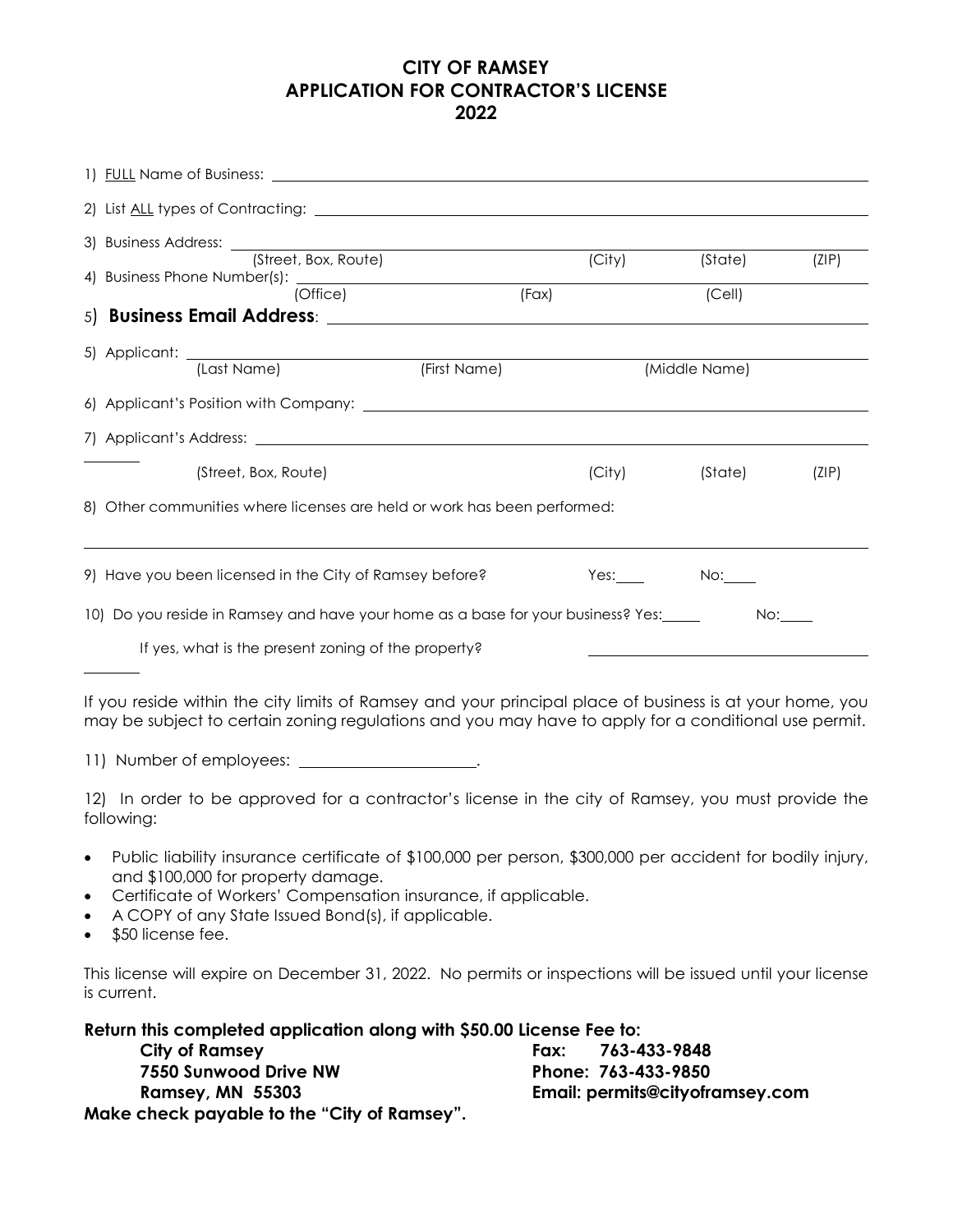# CITY OF RAMSEY
## APPLICATION FOR CONTRACTOR'S LICENSE
## 2022

1) FULL Name of Business: ____________________________________________

2) List ALL types of Contracting: ____________________________________________

3) Business Address: ____________________________________________
(Street, Box, Route) (City) (State) (ZIP)

4) Business Phone Number(s): ____________________________________________
(Office) (Fax) (Cell)

5) **Business Email Address**: ____________________________________________

5) Applicant: ____________________________________________
(Last Name) (First Name) (Middle Name)

6) Applicant's Position with Company: ____________________________________________

7) Applicant's Address: ____________________________________________
(Street, Box, Route) (City) (State) (ZIP)

8) Other communities where licenses are held or work has been performed:

____________________________________________

9) Have you been licensed in the City of Ramsey before? Yes:____ No:____

10) Do you reside in Ramsey and have your home as a base for your business? Yes:_____ No:____

If yes, what is the present zoning of the property? ____________________

If you reside within the city limits of Ramsey and your principal place of business is at your home, you may be subject to certain zoning regulations and you may have to apply for a conditional use permit.

11) Number of employees: ____________________.

12) In order to be approved for a contractor's license in the city of Ramsey, you must provide the following:

- Public liability insurance certificate of $100,000 per person, $300,000 per accident for bodily injury, and $100,000 for property damage.
- Certificate of Workers' Compensation insurance, if applicable.
- A COPY of any State Issued Bond(s), if applicable.
- $50 license fee.

This license will expire on December 31, 2022. No permits or inspections will be issued until your license is current.

**Return this completed application along with $50.00 License Fee to:**

**City of Ramsey**
**7550 Sunwood Drive NW**
**Ramsey, MN 55303**

**Fax: 763-433-9848**
**Phone: 763-433-9850**
**Email: permits@cityoframsey.com**

**Make check payable to the "City of Ramsey".**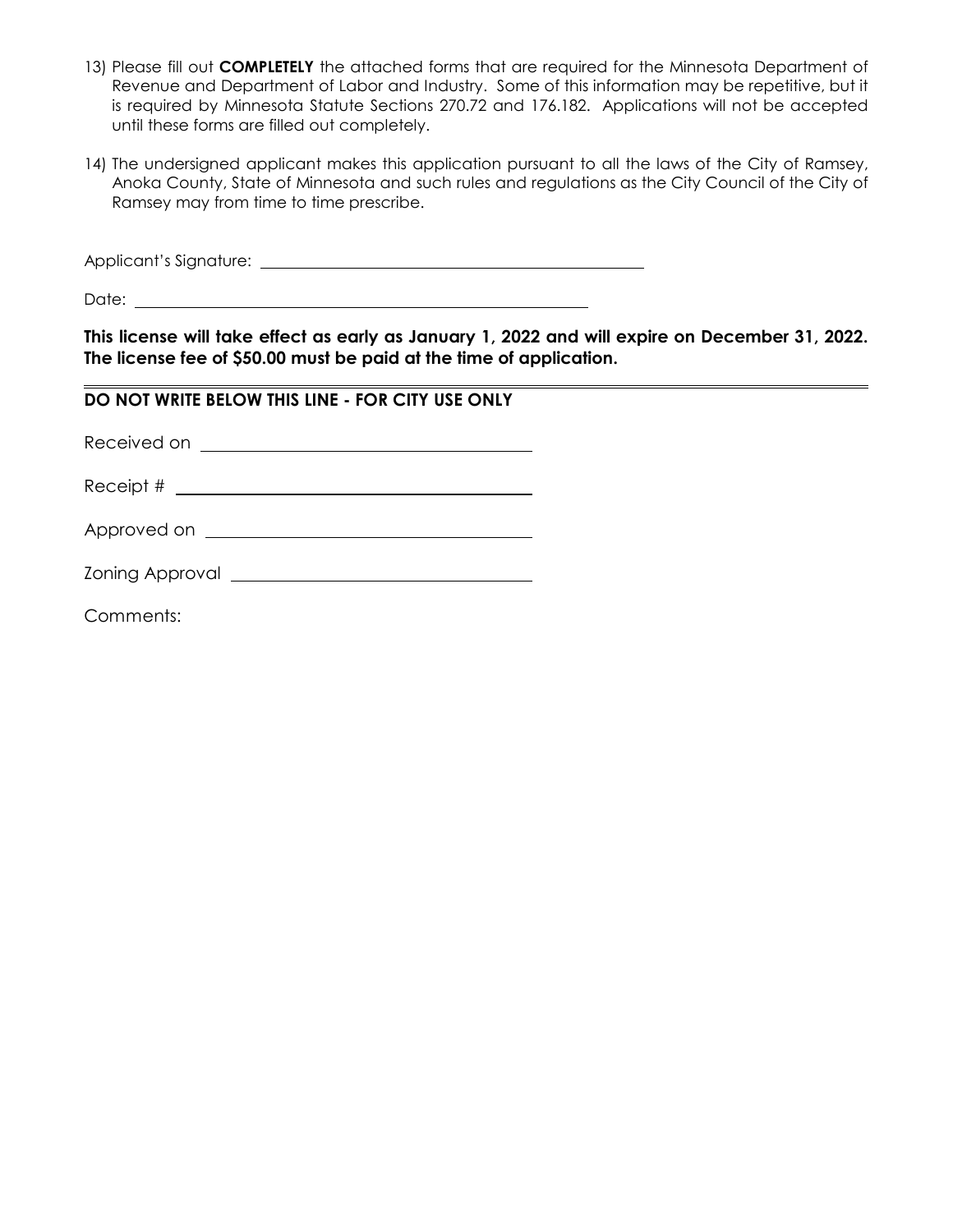13) Please fill out **COMPLETELY** the attached forms that are required for the Minnesota Department of Revenue and Department of Labor and Industry. Some of this information may be repetitive, but it is required by Minnesota Statute Sections 270.72 and 176.182. Applications will not be accepted until these forms are filled out completely.

14) The undersigned applicant makes this application pursuant to all the laws of the City of Ramsey, Anoka County, State of Minnesota and such rules and regulations as the City Council of the City of Ramsey may from time to time prescribe.

Applicant's Signature: ______________________________________________

Date: ______________________________________________________

**This license will take effect as early as January 1, 2022 and will expire on December 31, 2022. The license fee of $50.00 must be paid at the time of application.**

---

**DO NOT WRITE BELOW THIS LINE - FOR CITY USE ONLY**

Received on ____________________________________

Receipt # ______________________________________

Approved on ___________________________________

Zoning Approval ________________________________

Comments: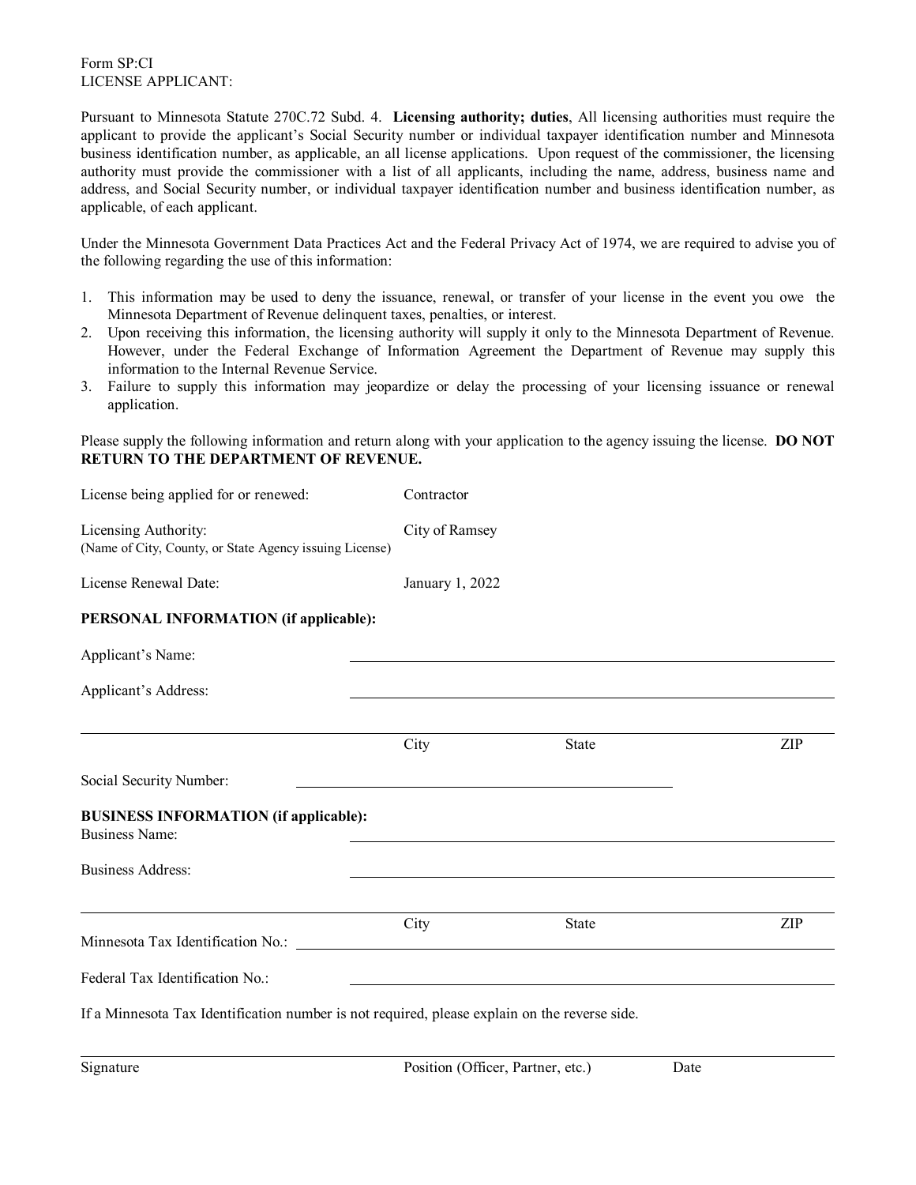Form SP:CI
LICENSE APPLICANT:

Pursuant to Minnesota Statute 270C.72 Subd. 4. **Licensing authority; duties**, All licensing authorities must require the applicant to provide the applicant's Social Security number or individual taxpayer identification number and Minnesota business identification number, as applicable, an all license applications. Upon request of the commissioner, the licensing authority must provide the commissioner with a list of all applicants, including the name, address, business name and address, and Social Security number, or individual taxpayer identification number and business identification number, as applicable, of each applicant.

Under the Minnesota Government Data Practices Act and the Federal Privacy Act of 1974, we are required to advise you of the following regarding the use of this information:

1. This information may be used to deny the issuance, renewal, or transfer of your license in the event you owe the Minnesota Department of Revenue delinquent taxes, penalties, or interest.
2. Upon receiving this information, the licensing authority will supply it only to the Minnesota Department of Revenue. However, under the Federal Exchange of Information Agreement the Department of Revenue may supply this information to the Internal Revenue Service.
3. Failure to supply this information may jeopardize or delay the processing of your licensing issuance or renewal application.

Please supply the following information and return along with your application to the agency issuing the license. **DO NOT RETURN TO THE DEPARTMENT OF REVENUE.**

License being applied for or renewed: Contractor

Licensing Authority: City of Ramsey
(Name of City, County, or State Agency issuing License)

License Renewal Date: January 1, 2022

**PERSONAL INFORMATION (if applicable):**

Applicant's Name: ______________________________

Applicant's Address: ______________________________

______________________________
City State ZIP

Social Security Number: ______________________________

**BUSINESS INFORMATION (if applicable):**

Business Name: ______________________________

Business Address: ______________________________

______________________________
City State ZIP

Minnesota Tax Identification No.: ______________________________

Federal Tax Identification No.: ______________________________

If a Minnesota Tax Identification number is not required, please explain on the reverse side.

______________________________
Signature Position (Officer, Partner, etc.) Date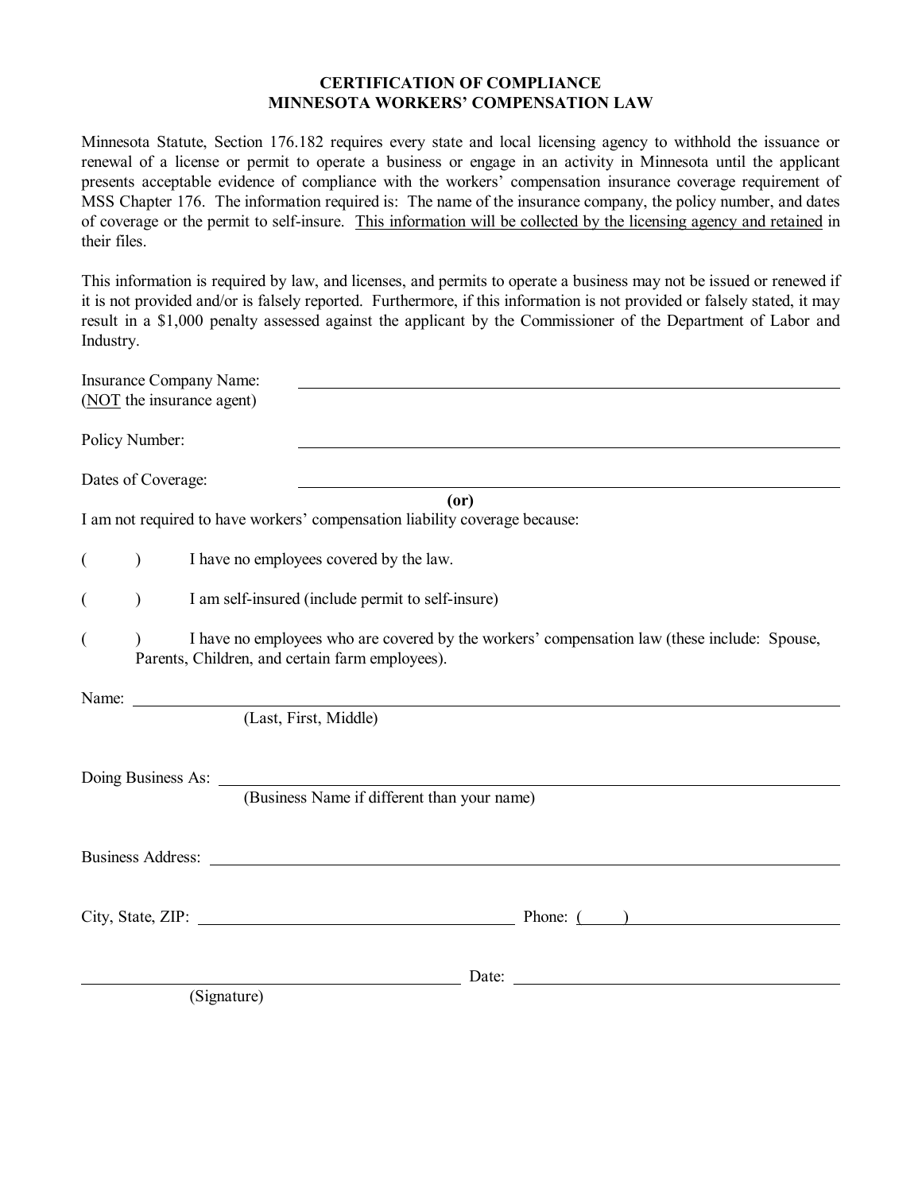# CERTIFICATION OF COMPLIANCE
# MINNESOTA WORKERS' COMPENSATION LAW

Minnesota Statute, Section 176.182 requires every state and local licensing agency to withhold the issuance or renewal of a license or permit to operate a business or engage in an activity in Minnesota until the applicant presents acceptable evidence of compliance with the workers' compensation insurance coverage requirement of MSS Chapter 176. The information required is: The name of the insurance company, the policy number, and dates of coverage or the permit to self-insure. <u>This information will be collected by the licensing agency and retained</u> in their files.

This information is required by law, and licenses, and permits to operate a business may not be issued or renewed if it is not provided and/or is falsely reported. Furthermore, if this information is not provided or falsely stated, it may result in a $1,000 penalty assessed against the applicant by the Commissioner of the Department of Labor and Industry.

Insurance Company Name: ______________________________
(<u>NOT</u> the insurance agent)

Policy Number: ______________________________

Dates of Coverage: ______________________________

**(or)**

I am not required to have workers' compensation liability coverage because:

( ) I have no employees covered by the law.

( ) I am self-insured (include permit to self-insure)

( ) I have no employees who are covered by the workers' compensation law (these include: Spouse, Parents, Children, and certain farm employees).

Name: ______________________________
(Last, First, Middle)

Doing Business As: ______________________________
(Business Name if different than your name)

Business Address: ______________________________

City, State, ZIP: ______________________________ Phone: ( ) ______________

______________________________ Date: ______________________________
(Signature)